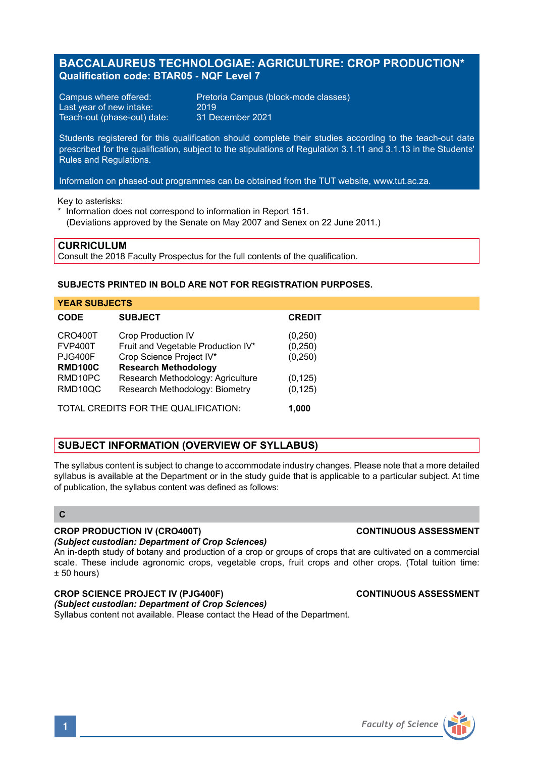# BACCALAUREUS TECHNOLOGIAE: AGRICULTURE: CROP PRODUCTION*

**Qualification code: BTAR05 - NQF Level 7**

Campus where offered: Pretoria Campus (block-mode classes)
Last year of new intake: 2019
Teach-out (phase-out) date: 31 December 2021

Students registered for this qualification should complete their studies according to the teach-out date prescribed for the qualification, subject to the stipulations of Regulation 3.1.11 and 3.1.13 in the Students' Rules and Regulations.

Information on phased-out programmes can be obtained from the TUT website, www.tut.ac.za.

Key to asterisks:
* Information does not correspond to information in Report 151.
(Deviations approved by the Senate on May 2007 and Senex on 22 June 2011.)

## CURRICULUM

Consult the 2018 Faculty Prospectus for the full contents of the qualification.

**SUBJECTS PRINTED IN BOLD ARE NOT FOR REGISTRATION PURPOSES.**

### YEAR SUBJECTS

| CODE | SUBJECT | CREDIT |
|---|---|---|
| CRO400T | Crop Production IV | (0,250) |
| FVP400T | Fruit and Vegetable Production IV* | (0,250) |
| PJG400F | Crop Science Project IV* | (0,250) |
| **RMD100C** | **Research Methodology** | |
| RMD10PC | Research Methodology: Agriculture | (0,125) |
| RMD10QC | Research Methodology: Biometry | (0,125) |
| TOTAL CREDITS FOR THE QUALIFICATION: | | **1,000** |

## SUBJECT INFORMATION (OVERVIEW OF SYLLABUS)

The syllabus content is subject to change to accommodate industry changes. Please note that a more detailed syllabus is available at the Department or in the study guide that is applicable to a particular subject. At time of publication, the syllabus content was defined as follows:

### C

**CROP PRODUCTION IV (CRO400T)** — **CONTINUOUS ASSESSMENT**

***(Subject custodian: Department of Crop Sciences)***

An in-depth study of botany and production of a crop or groups of crops that are cultivated on a commercial scale. These include agronomic crops, vegetable crops, fruit crops and other crops. (Total tuition time: ± 50 hours)

**CROP SCIENCE PROJECT IV (PJG400F)** — **CONTINUOUS ASSESSMENT**

***(Subject custodian: Department of Crop Sciences)***

Syllabus content not available. Please contact the Head of the Department.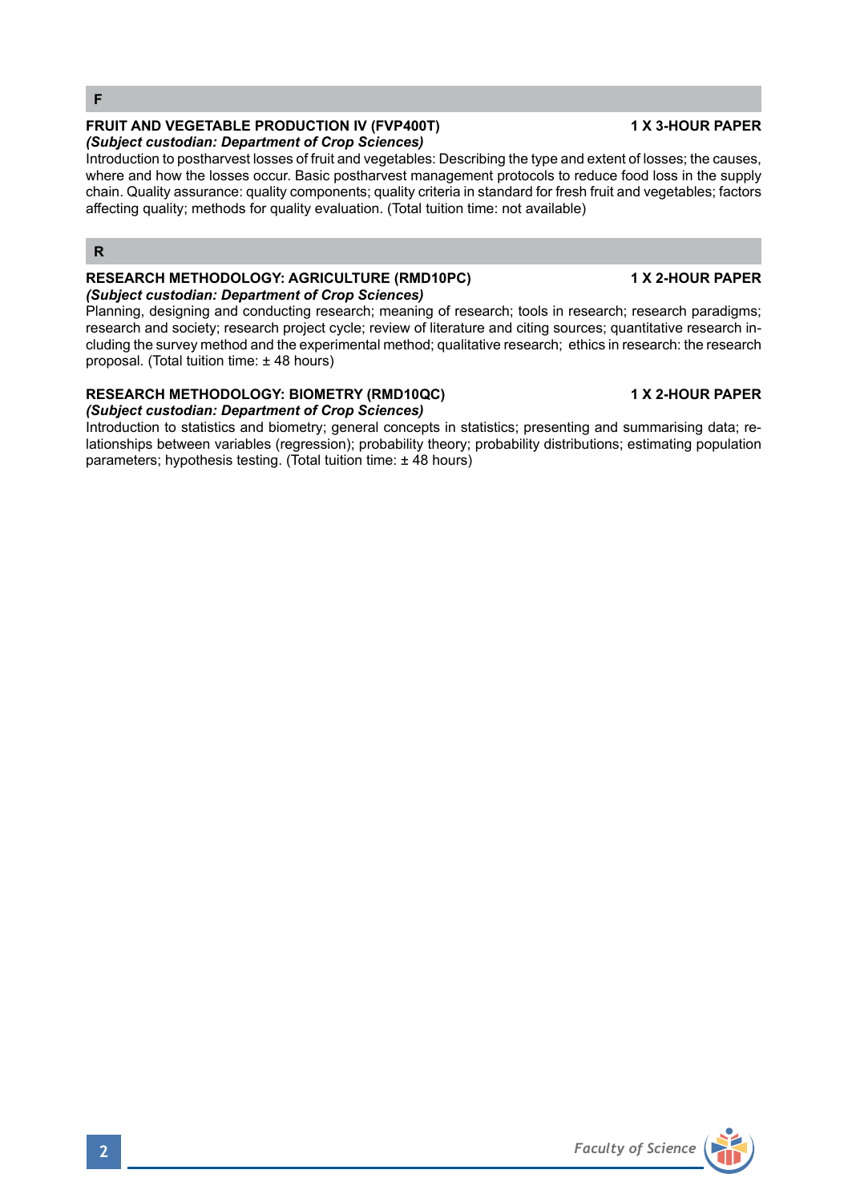## F

### FRUIT AND VEGETABLE PRODUCTION IV (FVP400T) 1 X 3-HOUR PAPER

***(Subject custodian: Department of Crop Sciences)***

Introduction to postharvest losses of fruit and vegetables: Describing the type and extent of losses; the causes, where and how the losses occur. Basic postharvest management protocols to reduce food loss in the supply chain. Quality assurance: quality components; quality criteria in standard for fresh fruit and vegetables; factors affecting quality; methods for quality evaluation. (Total tuition time: not available)

## R

### RESEARCH METHODOLOGY: AGRICULTURE (RMD10PC) 1 X 2-HOUR PAPER

***(Subject custodian: Department of Crop Sciences)***

Planning, designing and conducting research; meaning of research; tools in research; research paradigms; research and society; research project cycle; review of literature and citing sources; quantitative research including the survey method and the experimental method; qualitative research; ethics in research: the research proposal. (Total tuition time: ± 48 hours)

### RESEARCH METHODOLOGY: BIOMETRY (RMD10QC) 1 X 2-HOUR PAPER

***(Subject custodian: Department of Crop Sciences)***

Introduction to statistics and biometry; general concepts in statistics; presenting and summarising data; relationships between variables (regression); probability theory; probability distributions; estimating population parameters; hypothesis testing. (Total tuition time: ± 48 hours)